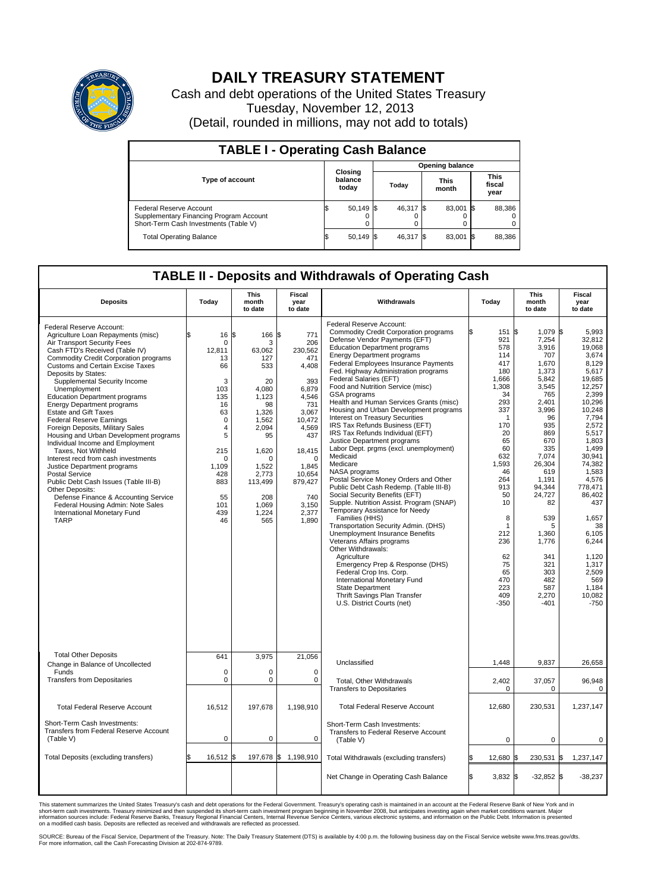# DAILY TREASURY STATEMENT

Cash and debt operations of the United States Treasury
Tuesday, November 12, 2013
(Detail, rounded in millions, may not add to totals)

## TABLE I - Operating Cash Balance

| Type of account | Closing balance today | Opening balance Today | Opening balance This month | Opening balance This fiscal year |
|---|---|---|---|---|
| Federal Reserve Account | $ 50,149 | $ 46,317 | $ 83,001 | $ 88,386 |
| Supplementary Financing Program Account | 0 | 0 | 0 | 0 |
| Short-Term Cash Investments (Table V) | 0 | 0 | 0 | 0 |
| Total Operating Balance | $ 50,149 | $ 46,317 | $ 83,001 | $ 88,386 |

## TABLE II - Deposits and Withdrawals of Operating Cash

| Deposits | Today | This month to date | Fiscal year to date |
|---|---|---|---|
| Federal Reserve Account: | | | |
| Agriculture Loan Repayments (misc) | $ 16 | $ 166 | $ 771 |
| Air Transport Security Fees | 0 | 3 | 206 |
| Cash FTD's Received (Table IV) | 12,811 | 63,062 | 230,562 |
| Commodity Credit Corporation programs | 13 | 127 | 471 |
| Customs and Certain Excise Taxes | 66 | 533 | 4,408 |
| Deposits by States: | | | |
| Supplemental Security Income | 3 | 20 | 393 |
| Unemployment | 103 | 4,080 | 6,879 |
| Education Department programs | 135 | 1,123 | 4,546 |
| Energy Department programs | 16 | 98 | 731 |
| Estate and Gift Taxes | 63 | 1,326 | 3,067 |
| Federal Reserve Earnings | 0 | 1,562 | 10,472 |
| Foreign Deposits, Military Sales | 4 | 2,094 | 4,569 |
| Housing and Urban Development programs | 5 | 95 | 437 |
| Individual Income and Employment Taxes, Not Withheld | 215 | 1,620 | 18,415 |
| Interest recd from cash investments | 0 | 0 | 0 |
| Justice Department programs | 1,109 | 1,522 | 1,845 |
| Postal Service | 428 | 2,773 | 10,654 |
| Public Debt Cash Issues (Table III-B) | 883 | 113,499 | 879,427 |
| Other Deposits: | | | |
| Defense Finance & Accounting Service | 55 | 208 | 740 |
| Federal Housing Admin: Note Sales | 101 | 1,069 | 3,150 |
| International Monetary Fund | 439 | 1,224 | 2,377 |
| TARP | 46 | 565 | 1,890 |
| Total Other Deposits | 641 | 3,975 | 21,056 |
| Change in Balance of Uncollected Funds | 0 | 0 | 0 |
| Transfers from Depositaries | 0 | 0 | 0 |
| Total Federal Reserve Account | 16,512 | 197,678 | 1,198,910 |
| Short-Term Cash Investments: Transfers from Federal Reserve Account (Table V) | 0 | 0 | 0 |
| Total Deposits (excluding transfers) | $ 16,512 | $ 197,678 | $ 1,198,910 |

| Withdrawals | Today | This month to date | Fiscal year to date |
|---|---|---|---|
| Federal Reserve Account: | | | |
| Commodity Credit Corporation programs | $ 151 | $ 1,079 | $ 5,993 |
| Defense Vendor Payments (EFT) | 921 | 7,254 | 32,812 |
| Education Department programs | 578 | 3,916 | 19,068 |
| Energy Department programs | 114 | 707 | 3,674 |
| Federal Employees Insurance Payments | 417 | 1,670 | 8,129 |
| Fed. Highway Administration programs | 180 | 1,373 | 5,617 |
| Federal Salaries (EFT) | 1,666 | 5,842 | 19,685 |
| Food and Nutrition Service (misc) | 1,308 | 3,545 | 12,257 |
| GSA programs | 34 | 765 | 2,399 |
| Health and Human Services Grants (misc) | 293 | 2,401 | 10,296 |
| Housing and Urban Development programs | 337 | 3,996 | 10,248 |
| Interest on Treasury Securities | 1 | 96 | 7,794 |
| IRS Tax Refunds Business (EFT) | 170 | 935 | 2,572 |
| IRS Tax Refunds Individual (EFT) | 20 | 869 | 5,517 |
| Justice Department programs | 65 | 670 | 1,803 |
| Labor Dept. prgms (excl. unemployment) | 60 | 335 | 1,499 |
| Medicaid | 632 | 7,074 | 30,941 |
| Medicare | 1,593 | 26,304 | 74,382 |
| NASA programs | 46 | 619 | 1,583 |
| Postal Service Money Orders and Other | 264 | 1,191 | 4,576 |
| Public Debt Cash Redemp. (Table III-B) | 913 | 94,344 | 778,471 |
| Social Security Benefits (EFT) | 50 | 24,727 | 86,402 |
| Supple. Nutrition Assist. Program (SNAP) | 10 | 82 | 437 |
| Temporary Assistance for Needy Families (HHS) | 8 | 539 | 1,657 |
| Transportation Security Admin. (DHS) | 1 | 5 | 38 |
| Unemployment Insurance Benefits | 212 | 1,360 | 6,105 |
| Veterans Affairs programs | 236 | 1,776 | 6,244 |
| Other Withdrawals: | | | |
| Agriculture | 62 | 341 | 1,120 |
| Emergency Prep & Response (DHS) | 75 | 321 | 1,317 |
| Federal Crop Ins. Corp. | 65 | 303 | 2,509 |
| International Monetary Fund | 470 | 482 | 569 |
| State Department | 223 | 587 | 1,184 |
| Thrift Savings Plan Transfer | 409 | 2,270 | 10,082 |
| U.S. District Courts (net) | -350 | -401 | -750 |
| Unclassified | 1,448 | 9,837 | 26,658 |
| Total, Other Withdrawals | 2,402 | 37,057 | 96,948 |
| Transfers to Depositaries | 0 | 0 | 0 |
| Total Federal Reserve Account | 12,680 | 230,531 | 1,237,147 |
| Short-Term Cash Investments: Transfers to Federal Reserve Account (Table V) | 0 | 0 | 0 |
| Total Withdrawals (excluding transfers) | $ 12,680 | $ 230,531 | $ 1,237,147 |
| Net Change in Operating Cash Balance | $ 3,832 | $ -32,852 | $ -38,237 |

This statement summarizes the United States Treasury's cash and debt operations for the Federal Government. Treasury's operating cash is maintained in an account at the Federal Reserve Bank of New York and in short-term cash investments. Treasury minimized and then suspended its short-term cash investment program beginning in November 2008, but anticipates investing again when market conditions warrant. Major information sources include: Federal Reserve Banks, Treasury Regional Financial Centers, Internal Revenue Service Centers, various electronic systems, and information on the Public Debt. Information is presented on a modified cash basis. Deposits are reflected as received and withdrawals are reflected as processed.

SOURCE: Bureau of the Fiscal Service, Department of the Treasury. Note: The Daily Treasury Statement (DTS) is available by 4:00 p.m. the following business day on the Fiscal Service website www.fms.treas.gov/dts. For more information, call the Cash Forecasting Division at 202-874-9789.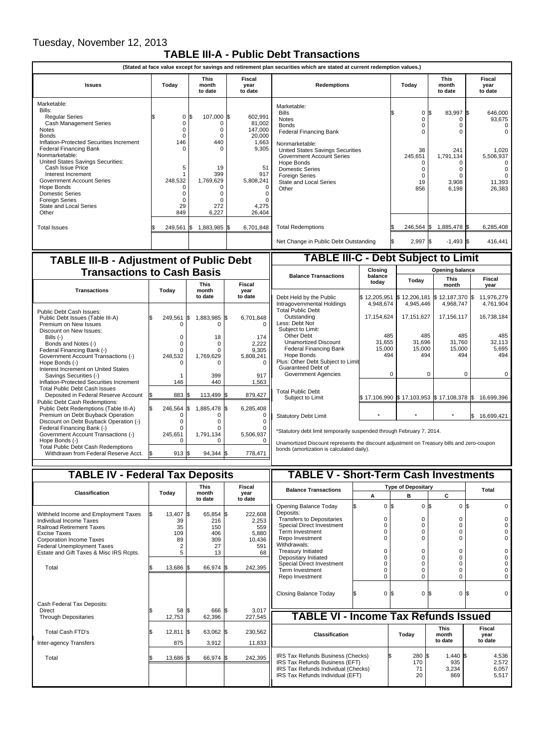Tuesday, November 12, 2013

# TABLE III-A - Public Debt Transactions

(Stated at face value except for savings and retirement plan securities which are stated at current redemption values.)

| Issues | Today | This month to date | Fiscal year to date |
|---|---|---|---|
| Marketable: | | | |
| Bills: | | | |
| Regular Series | $ 0 | $ 107,000 | $ 602,991 |
| Cash Management Series | 0 | 0 | 81,002 |
| Notes | 0 | 0 | 147,000 |
| Bonds | 0 | 0 | 20,000 |
| Inflation-Protected Securities Increment | 146 | 440 | 1,663 |
| Federal Financing Bank | 0 | 0 | 9,305 |
| Nonmarketable: | | | |
| United States Savings Securities: | | | |
| Cash Issue Price | 5 | 19 | 51 |
| Interest Increment | 1 | 399 | 917 |
| Government Account Series | 248,532 | 1,769,629 | 5,808,241 |
| Hope Bonds | 0 | 0 | 0 |
| Domestic Series | 0 | 0 | 0 |
| Foreign Series | 0 | 0 | 0 |
| State and Local Series | 29 | 272 | 4,275 |
| Other | 849 | 6,227 | 26,404 |
| Total Issues | $ 249,561 | $ 1,883,985 | $ 6,701,848 |

| Redemptions | Today | This month to date | Fiscal year to date |
|---|---|---|---|
| Marketable: | | | |
| Bills | $ 0 | $ 83,997 | $ 646,000 |
| Notes | 0 | 0 | 93,675 |
| Bonds | 0 | 0 | 0 |
| Federal Financing Bank | 0 | 0 | 0 |
| Nonmarketable: | | | |
| United States Savings Securities | 38 | 241 | 1,020 |
| Government Account Series | 245,651 | 1,791,134 | 5,506,937 |
| Hope Bonds | 0 | 0 | 0 |
| Domestic Series | 0 | 0 | 0 |
| Foreign Series | 0 | 0 | 0 |
| State and Local Series | 19 | 3,908 | 11,393 |
| Other | 856 | 6,198 | 26,383 |
| Total Redemptions | $ 246,564 | $ 1,885,478 | $ 6,285,408 |
| Net Change in Public Debt Outstanding | $ 2,997 | $ -1,493 | $ 416,441 |

# TABLE III-B - Adjustment of Public Debt Transactions to Cash Basis

| Transactions | Today | This month to date | Fiscal year to date |
|---|---|---|---|
| Public Debt Cash Issues: | | | |
| Public Debt Issues (Table III-A) | $ 249,561 | $ 1,883,985 | $ 6,701,848 |
| Premium on New Issues | 0 | 0 | 0 |
| Discount on New Issues: | | | |
| Bills (-) | 0 | 18 | 174 |
| Bonds and Notes (-) | 0 | 0 | 2,222 |
| Federal Financing Bank (-) | 0 | 0 | 9,305 |
| Government Account Transactions (-) | 248,532 | 1,769,629 | 5,808,241 |
| Hope Bonds (-) | 0 | 0 | 0 |
| Interest Increment on United States Savings Securities (-) | 1 | 399 | 917 |
| Inflation-Protected Securities Increment | 146 | 440 | 1,563 |
| Total Public Debt Cash Issues Deposited in Federal Reserve Account | $ 883 | $ 113,499 | $ 879,427 |
| Public Debt Cash Redemptions: | | | |
| Public Debt Redemptions (Table III-A) | $ 246,564 | $ 1,885,478 | $ 6,285,408 |
| Premium on Debt Buyback Operation | 0 | 0 | 0 |
| Discount on Debt Buyback Operation (-) | 0 | 0 | 0 |
| Federal Financing Bank (-) | 0 | 0 | 0 |
| Government Account Transactions (-) | 245,651 | 1,791,134 | 5,506,937 |
| Hope Bonds (-) | 0 | 0 | 0 |
| Total Public Debt Cash Redemptions Withdrawn from Federal Reserve Acct. | $ 913 | $ 94,344 | $ 778,471 |

# TABLE III-C - Debt Subject to Limit

| Balance Transactions | Closing balance today | Opening balance Today | Opening balance This month | Opening balance Fiscal year |
|---|---|---|---|---|
| Debt Held by the Public | $ 12,205,951 | $ 12,206,181 | $ 12,187,370 | $ 11,976,279 |
| Intragovernmental Holdings | 4,948,674 | 4,945,446 | 4,968,747 | 4,761,904 |
| Total Public Debt Outstanding | 17,154,624 | 17,151,627 | 17,156,117 | 16,738,184 |
| Less: Debt Not Subject to Limit: | | | | |
| Other Debt | 485 | 485 | 485 | 485 |
| Unamortized Discount | 31,655 | 31,696 | 31,760 | 32,113 |
| Federal Financing Bank | 15,000 | 15,000 | 15,000 | 5,695 |
| Hope Bonds | 494 | 494 | 494 | 494 |
| Plus: Other Debt Subject to Limit | | | | |
| Guaranteed Debt of Government Agencies | 0 | 0 | 0 | 0 |
| Total Public Debt Subject to Limit | $ 17,106,990 | $ 17,103,953 | $ 17,108,378 | $ 16,699,396 |
| Statutory Debt Limit | * | * | * | $ 16,699,421 |

*Statutory debt limit temporarily suspended through February 7, 2014.

Unamortized Discount represents the discount adjustment on Treasury bills and zero-coupon bonds (amortization is calculated daily).

# TABLE IV - Federal Tax Deposits

| Classification | Today | This month to date | Fiscal year to date |
|---|---|---|---|
| Withheld Income and Employment Taxes | $ 13,407 | $ 65,854 | $ 222,608 |
| Individual Income Taxes | 39 | 216 | 2,253 |
| Railroad Retirement Taxes | 35 | 150 | 559 |
| Excise Taxes | 109 | 406 | 5,880 |
| Corporation Income Taxes | 89 | 309 | 10,436 |
| Federal Unemployment Taxes | 2 | 27 | 591 |
| Estate and Gift Taxes & Misc IRS Rcpts. | 5 | 13 | 68 |
| Total | $ 13,686 | $ 66,974 | $ 242,395 |
| Cash Federal Tax Deposits: | | | |
| Direct | $ 58 | $ 666 | $ 3,017 |
| Through Depositaries | 12,753 | 62,396 | 227,545 |
| Total Cash FTD's | $ 12,811 | $ 63,062 | $ 230,562 |
| Inter-agency Transfers | 875 | 3,912 | 11,833 |
| Total | $ 13,686 | $ 66,974 | $ 242,395 |

# TABLE V - Short-Term Cash Investments

| Balance Transactions | Type of Depositary A | Type of Depositary B | Type of Depositary C | Total |
|---|---|---|---|---|
| Opening Balance Today | $ 0 | $ 0 | $ 0 | $ 0 |
| Deposits: | | | | |
| Transfers to Depositaries | 0 | 0 | 0 | 0 |
| Special Direct Investment | 0 | 0 | 0 | 0 |
| Term Investment | 0 | 0 | 0 | 0 |
| Repo Investment | 0 | 0 | 0 | 0 |
| Withdrawals: | | | | |
| Treasury Initiated | 0 | 0 | 0 | 0 |
| Depositary Initiated | 0 | 0 | 0 | 0 |
| Special Direct Investment | 0 | 0 | 0 | 0 |
| Term Investment | 0 | 0 | 0 | 0 |
| Repo Investment | 0 | 0 | 0 | 0 |
| Closing Balance Today | $ 0 | $ 0 | $ 0 | $ 0 |

# TABLE VI - Income Tax Refunds Issued

| Classification | Today | This month to date | Fiscal year to date |
|---|---|---|---|
| IRS Tax Refunds Business (Checks) | $ 280 | $ 1,440 | $ 4,536 |
| IRS Tax Refunds Business (EFT) | 170 | 935 | 2,572 |
| IRS Tax Refunds Individual (Checks) | 71 | 3,234 | 6,057 |
| IRS Tax Refunds Individual (EFT) | 20 | 869 | 5,517 |